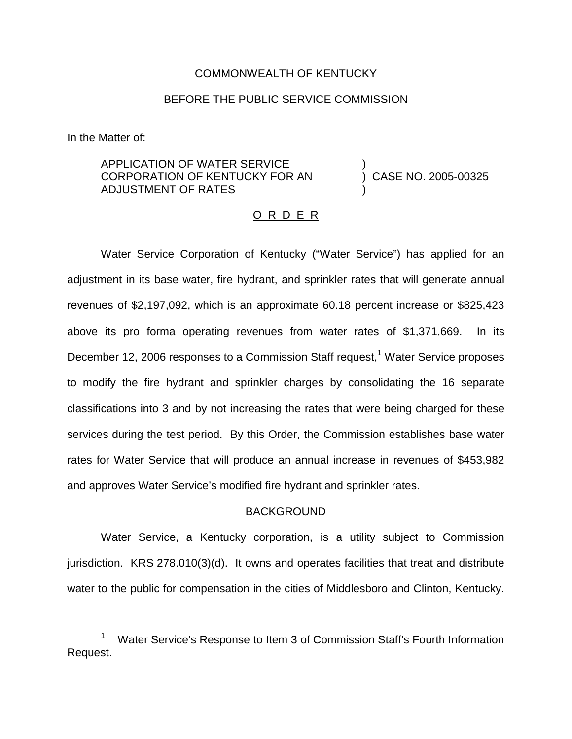COMMONWEALTH OF KENTUCKY

BEFORE THE PUBLIC SERVICE COMMISSION

In the Matter of:

| | | |
|---|---|---|
| APPLICATION OF WATER SERVICE CORPORATION OF KENTUCKY FOR AN ADJUSTMENT OF RATES | ) ) ) | CASE NO. 2005-00325 |

O R D E R

Water Service Corporation of Kentucky ("Water Service") has applied for an adjustment in its base water, fire hydrant, and sprinkler rates that will generate annual revenues of $2,197,092, which is an approximate 60.18 percent increase or $825,423 above its pro forma operating revenues from water rates of $1,371,669. In its December 12, 2006 responses to a Commission Staff request,[1] Water Service proposes to modify the fire hydrant and sprinkler charges by consolidating the 16 separate classifications into 3 and by not increasing the rates that were being charged for these services during the test period. By this Order, the Commission establishes base water rates for Water Service that will produce an annual increase in revenues of $453,982 and approves Water Service's modified fire hydrant and sprinkler rates.

BACKGROUND

Water Service, a Kentucky corporation, is a utility subject to Commission jurisdiction. KRS 278.010(3)(d). It owns and operates facilities that treat and distribute water to the public for compensation in the cities of Middlesboro and Clinton, Kentucky.

[1] Water Service's Response to Item 3 of Commission Staff's Fourth Information Request.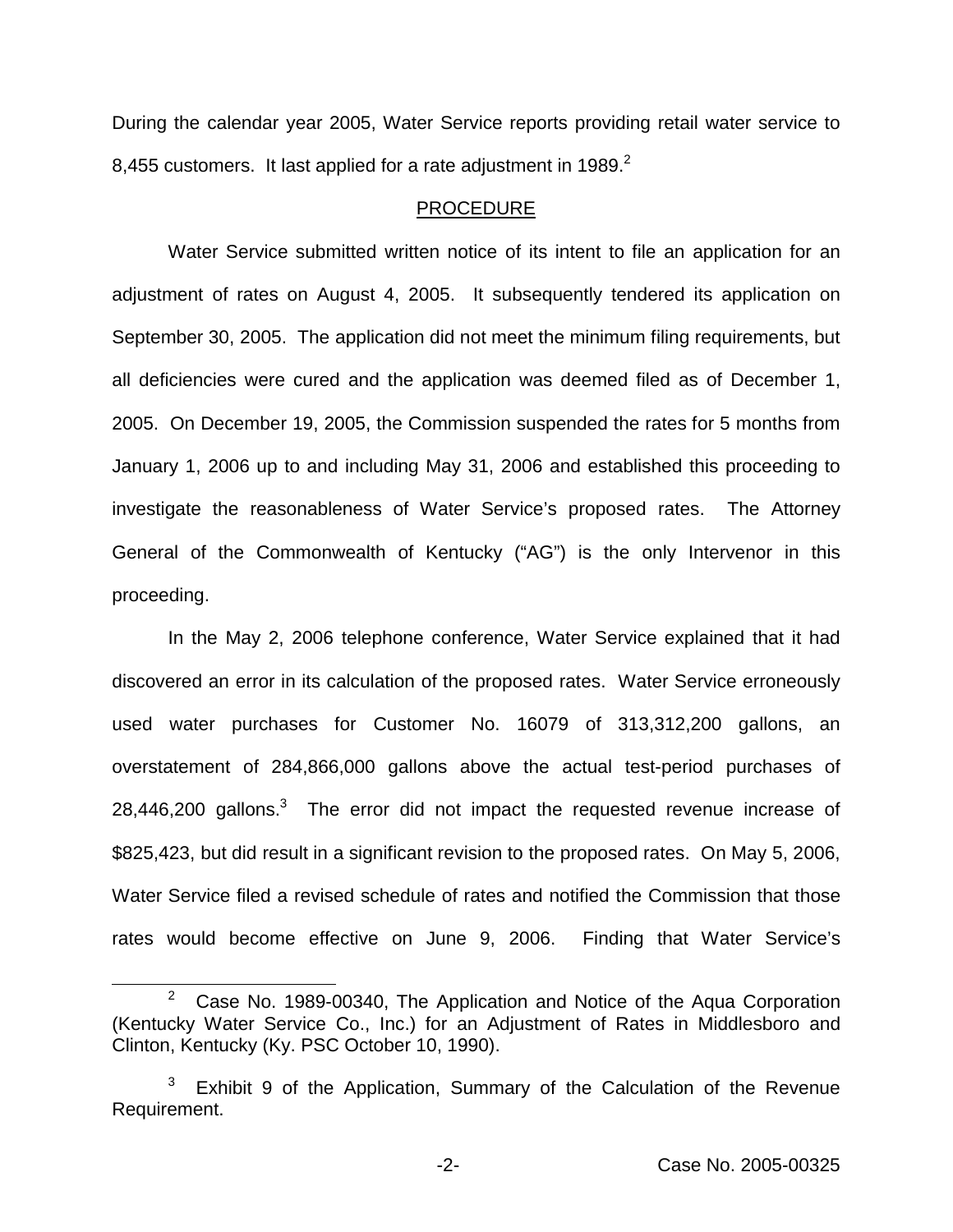During the calendar year 2005, Water Service reports providing retail water service to 8,455 customers. It last applied for a rate adjustment in 1989.[2]

## PROCEDURE

Water Service submitted written notice of its intent to file an application for an adjustment of rates on August 4, 2005. It subsequently tendered its application on September 30, 2005. The application did not meet the minimum filing requirements, but all deficiencies were cured and the application was deemed filed as of December 1, 2005. On December 19, 2005, the Commission suspended the rates for 5 months from January 1, 2006 up to and including May 31, 2006 and established this proceeding to investigate the reasonableness of Water Service's proposed rates. The Attorney General of the Commonwealth of Kentucky ("AG") is the only Intervenor in this proceeding.

In the May 2, 2006 telephone conference, Water Service explained that it had discovered an error in its calculation of the proposed rates. Water Service erroneously used water purchases for Customer No. 16079 of 313,312,200 gallons, an overstatement of 284,866,000 gallons above the actual test-period purchases of 28,446,200 gallons.[3] The error did not impact the requested revenue increase of $825,423, but did result in a significant revision to the proposed rates. On May 5, 2006, Water Service filed a revised schedule of rates and notified the Commission that those rates would become effective on June 9, 2006. Finding that Water Service's

---

[2] Case No. 1989-00340, The Application and Notice of the Aqua Corporation (Kentucky Water Service Co., Inc.) for an Adjustment of Rates in Middlesboro and Clinton, Kentucky (Ky. PSC October 10, 1990).

[3] Exhibit 9 of the Application, Summary of the Calculation of the Revenue Requirement.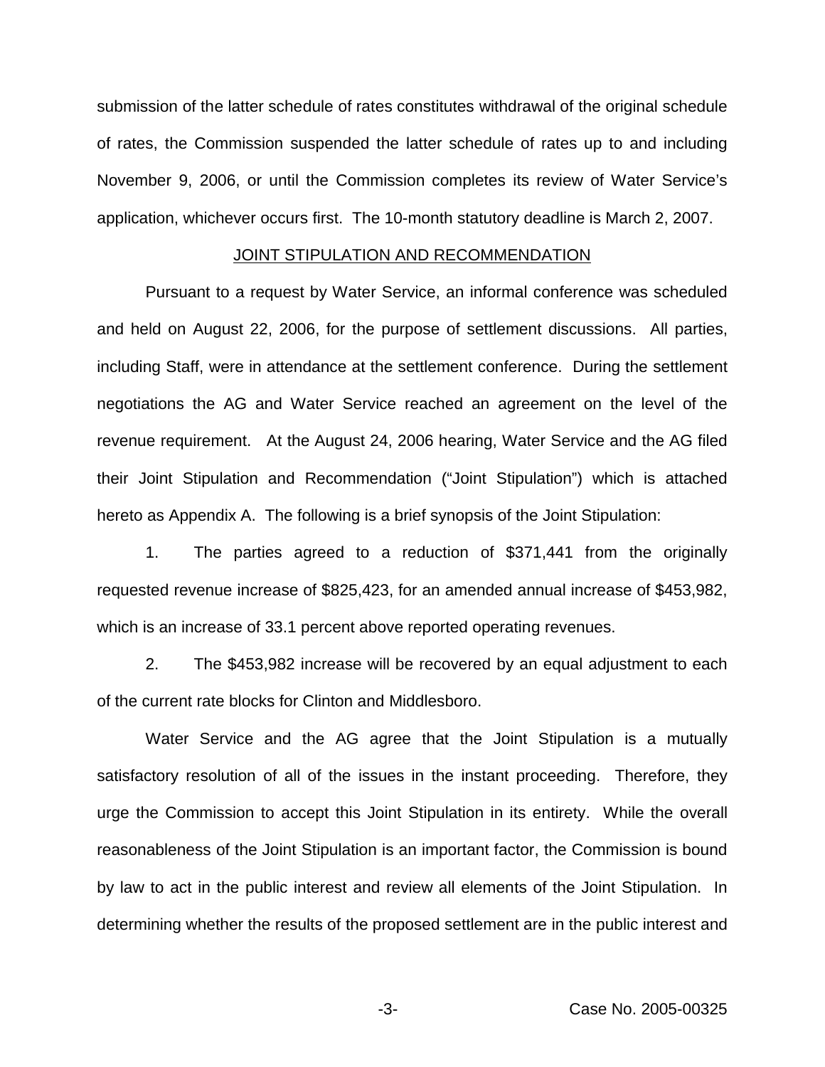submission of the latter schedule of rates constitutes withdrawal of the original schedule of rates, the Commission suspended the latter schedule of rates up to and including November 9, 2006, or until the Commission completes its review of Water Service's application, whichever occurs first. The 10-month statutory deadline is March 2, 2007.

## JOINT STIPULATION AND RECOMMENDATION

Pursuant to a request by Water Service, an informal conference was scheduled and held on August 22, 2006, for the purpose of settlement discussions. All parties, including Staff, were in attendance at the settlement conference. During the settlement negotiations the AG and Water Service reached an agreement on the level of the revenue requirement. At the August 24, 2006 hearing, Water Service and the AG filed their Joint Stipulation and Recommendation ("Joint Stipulation") which is attached hereto as Appendix A. The following is a brief synopsis of the Joint Stipulation:

1. The parties agreed to a reduction of $371,441 from the originally requested revenue increase of $825,423, for an amended annual increase of $453,982, which is an increase of 33.1 percent above reported operating revenues.

2. The $453,982 increase will be recovered by an equal adjustment to each of the current rate blocks for Clinton and Middlesboro.

Water Service and the AG agree that the Joint Stipulation is a mutually satisfactory resolution of all of the issues in the instant proceeding. Therefore, they urge the Commission to accept this Joint Stipulation in its entirety. While the overall reasonableness of the Joint Stipulation is an important factor, the Commission is bound by law to act in the public interest and review all elements of the Joint Stipulation. In determining whether the results of the proposed settlement are in the public interest and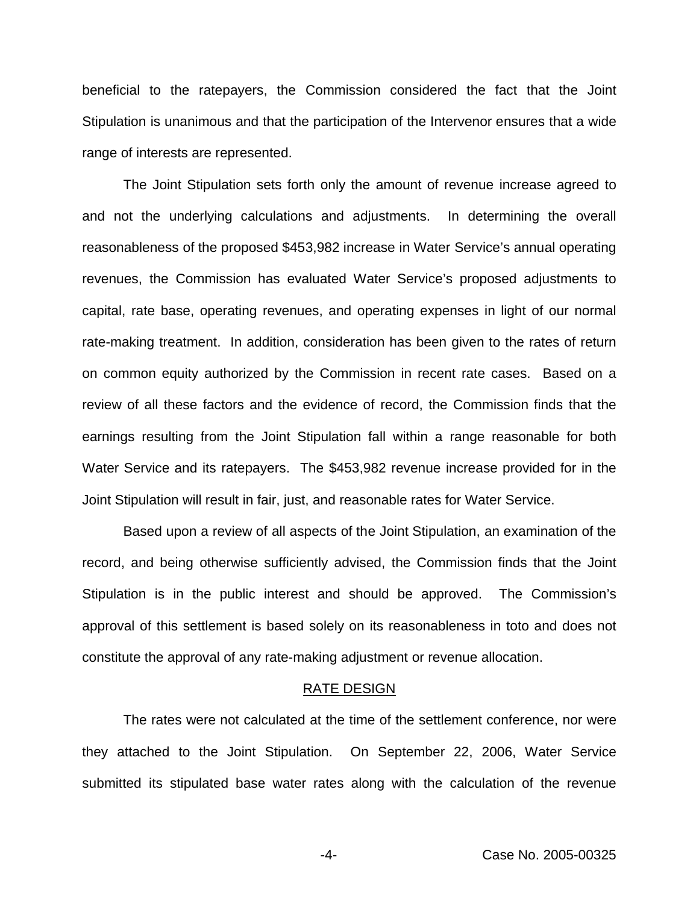beneficial to the ratepayers, the Commission considered the fact that the Joint Stipulation is unanimous and that the participation of the Intervenor ensures that a wide range of interests are represented.

The Joint Stipulation sets forth only the amount of revenue increase agreed to and not the underlying calculations and adjustments. In determining the overall reasonableness of the proposed $453,982 increase in Water Service's annual operating revenues, the Commission has evaluated Water Service's proposed adjustments to capital, rate base, operating revenues, and operating expenses in light of our normal rate-making treatment. In addition, consideration has been given to the rates of return on common equity authorized by the Commission in recent rate cases. Based on a review of all these factors and the evidence of record, the Commission finds that the earnings resulting from the Joint Stipulation fall within a range reasonable for both Water Service and its ratepayers. The $453,982 revenue increase provided for in the Joint Stipulation will result in fair, just, and reasonable rates for Water Service.

Based upon a review of all aspects of the Joint Stipulation, an examination of the record, and being otherwise sufficiently advised, the Commission finds that the Joint Stipulation is in the public interest and should be approved. The Commission's approval of this settlement is based solely on its reasonableness in toto and does not constitute the approval of any rate-making adjustment or revenue allocation.

## RATE DESIGN

The rates were not calculated at the time of the settlement conference, nor were they attached to the Joint Stipulation. On September 22, 2006, Water Service submitted its stipulated base water rates along with the calculation of the revenue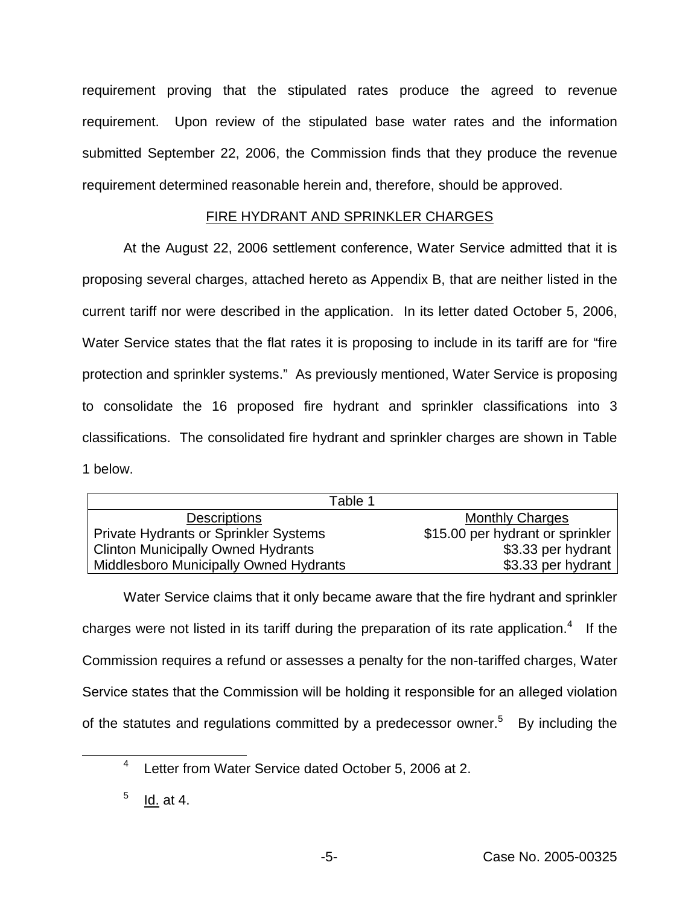requirement proving that the stipulated rates produce the agreed to revenue requirement. Upon review of the stipulated base water rates and the information submitted September 22, 2006, the Commission finds that they produce the revenue requirement determined reasonable herein and, therefore, should be approved.

## FIRE HYDRANT AND SPRINKLER CHARGES

At the August 22, 2006 settlement conference, Water Service admitted that it is proposing several charges, attached hereto as Appendix B, that are neither listed in the current tariff nor were described in the application. In its letter dated October 5, 2006, Water Service states that the flat rates it is proposing to include in its tariff are for "fire protection and sprinkler systems." As previously mentioned, Water Service is proposing to consolidate the 16 proposed fire hydrant and sprinkler classifications into 3 classifications. The consolidated fire hydrant and sprinkler charges are shown in Table 1 below.

Table 1

| Descriptions | Monthly Charges |
|---|---|
| Private Hydrants or Sprinkler Systems | $15.00 per hydrant or sprinkler |
| Clinton Municipally Owned Hydrants | $3.33 per hydrant |
| Middlesboro Municipally Owned Hydrants | $3.33 per hydrant |

Water Service claims that it only became aware that the fire hydrant and sprinkler charges were not listed in its tariff during the preparation of its rate application.[4] If the Commission requires a refund or assesses a penalty for the non-tariffed charges, Water Service states that the Commission will be holding it responsible for an alleged violation of the statutes and regulations committed by a predecessor owner.[5] By including the

[4] Letter from Water Service dated October 5, 2006 at 2.

[5] Id. at 4.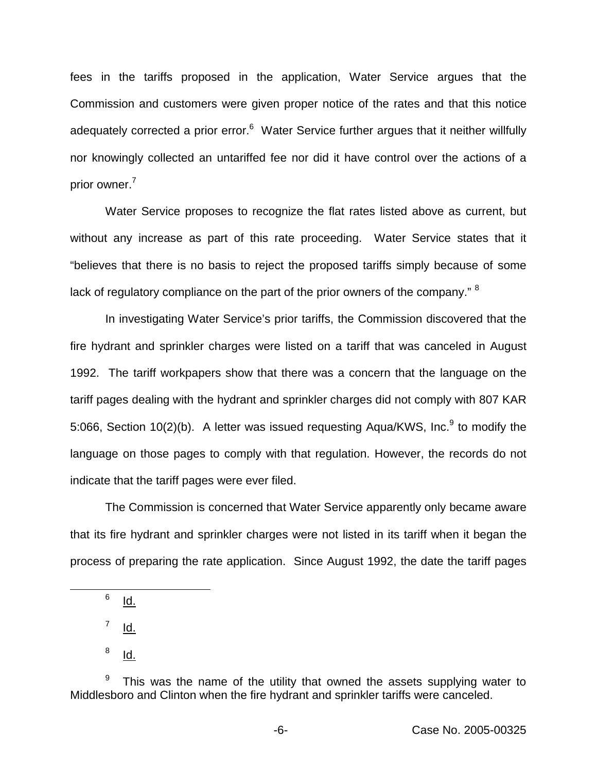fees in the tariffs proposed in the application, Water Service argues that the Commission and customers were given proper notice of the rates and that this notice adequately corrected a prior error.[6] Water Service further argues that it neither willfully nor knowingly collected an untariffed fee nor did it have control over the actions of a prior owner.[7]

Water Service proposes to recognize the flat rates listed above as current, but without any increase as part of this rate proceeding. Water Service states that it "believes that there is no basis to reject the proposed tariffs simply because of some lack of regulatory compliance on the part of the prior owners of the company." [8]

In investigating Water Service's prior tariffs, the Commission discovered that the fire hydrant and sprinkler charges were listed on a tariff that was canceled in August 1992. The tariff workpapers show that there was a concern that the language on the tariff pages dealing with the hydrant and sprinkler charges did not comply with 807 KAR 5:066, Section 10(2)(b). A letter was issued requesting Aqua/KWS, Inc.[9] to modify the language on those pages to comply with that regulation. However, the records do not indicate that the tariff pages were ever filed.

The Commission is concerned that Water Service apparently only became aware that its fire hydrant and sprinkler charges were not listed in its tariff when it began the process of preparing the rate application. Since August 1992, the date the tariff pages

---

[6] Id.

[7] Id.

[8] Id.

[9] This was the name of the utility that owned the assets supplying water to Middlesboro and Clinton when the fire hydrant and sprinkler tariffs were canceled.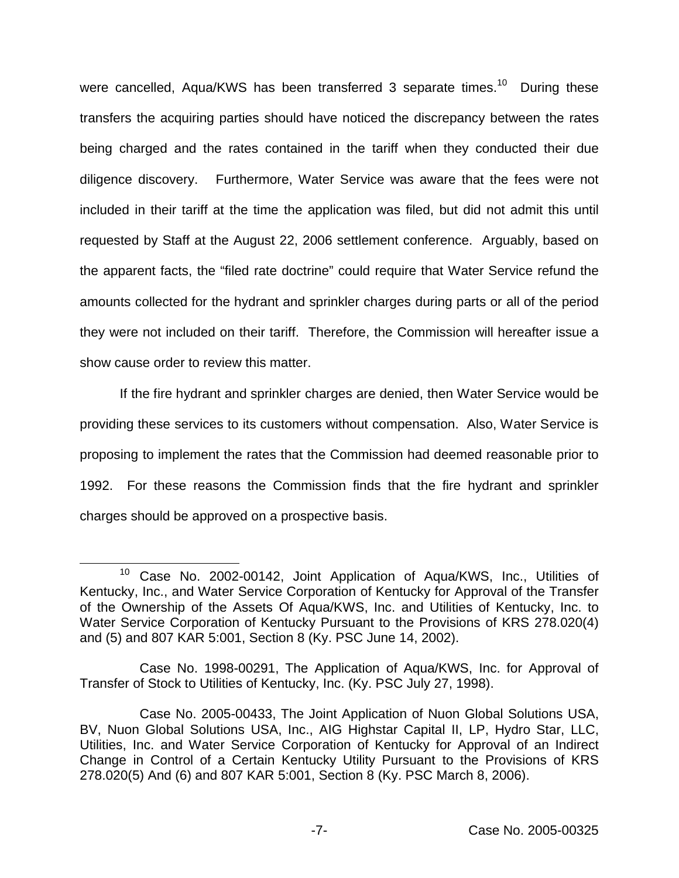were cancelled, Aqua/KWS has been transferred 3 separate times.[10] During these transfers the acquiring parties should have noticed the discrepancy between the rates being charged and the rates contained in the tariff when they conducted their due diligence discovery. Furthermore, Water Service was aware that the fees were not included in their tariff at the time the application was filed, but did not admit this until requested by Staff at the August 22, 2006 settlement conference. Arguably, based on the apparent facts, the "filed rate doctrine" could require that Water Service refund the amounts collected for the hydrant and sprinkler charges during parts or all of the period they were not included on their tariff. Therefore, the Commission will hereafter issue a show cause order to review this matter.

If the fire hydrant and sprinkler charges are denied, then Water Service would be providing these services to its customers without compensation. Also, Water Service is proposing to implement the rates that the Commission had deemed reasonable prior to 1992. For these reasons the Commission finds that the fire hydrant and sprinkler charges should be approved on a prospective basis.

---

[10] Case No. 2002-00142, Joint Application of Aqua/KWS, Inc., Utilities of Kentucky, Inc., and Water Service Corporation of Kentucky for Approval of the Transfer of the Ownership of the Assets Of Aqua/KWS, Inc. and Utilities of Kentucky, Inc. to Water Service Corporation of Kentucky Pursuant to the Provisions of KRS 278.020(4) and (5) and 807 KAR 5:001, Section 8 (Ky. PSC June 14, 2002).

Case No. 1998-00291, The Application of Aqua/KWS, Inc. for Approval of Transfer of Stock to Utilities of Kentucky, Inc. (Ky. PSC July 27, 1998).

Case No. 2005-00433, The Joint Application of Nuon Global Solutions USA, BV, Nuon Global Solutions USA, Inc., AIG Highstar Capital II, LP, Hydro Star, LLC, Utilities, Inc. and Water Service Corporation of Kentucky for Approval of an Indirect Change in Control of a Certain Kentucky Utility Pursuant to the Provisions of KRS 278.020(5) And (6) and 807 KAR 5:001, Section 8 (Ky. PSC March 8, 2006).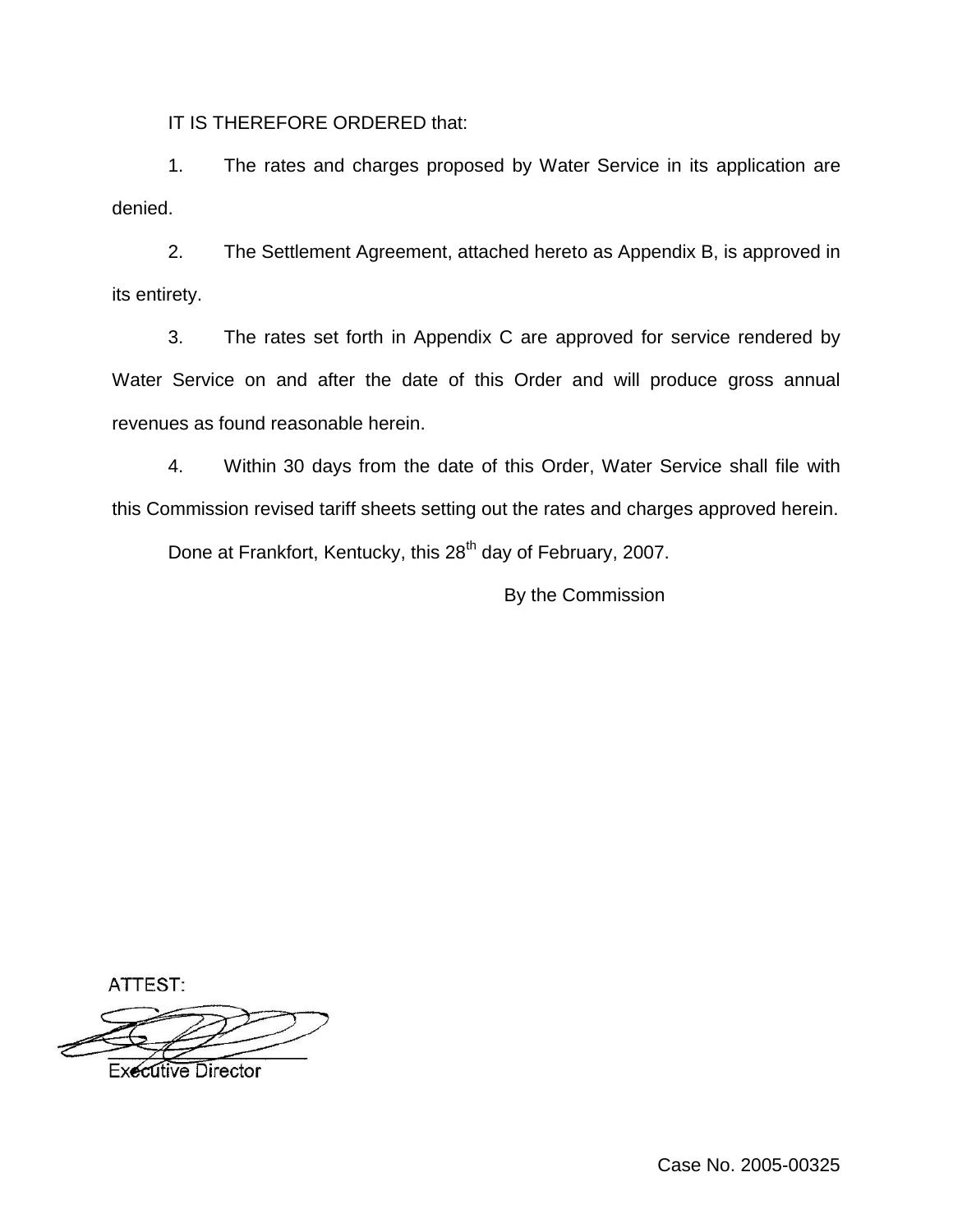IT IS THEREFORE ORDERED that:

1. The rates and charges proposed by Water Service in its application are denied.

2. The Settlement Agreement, attached hereto as Appendix B, is approved in its entirety.

3. The rates set forth in Appendix C are approved for service rendered by Water Service on and after the date of this Order and will produce gross annual revenues as found reasonable herein.

4. Within 30 days from the date of this Order, Water Service shall file with this Commission revised tariff sheets setting out the rates and charges approved herein.

Done at Frankfort, Kentucky, this 28th day of February, 2007.

By the Commission

ATTEST:

Executive Director

Case No. 2005-00325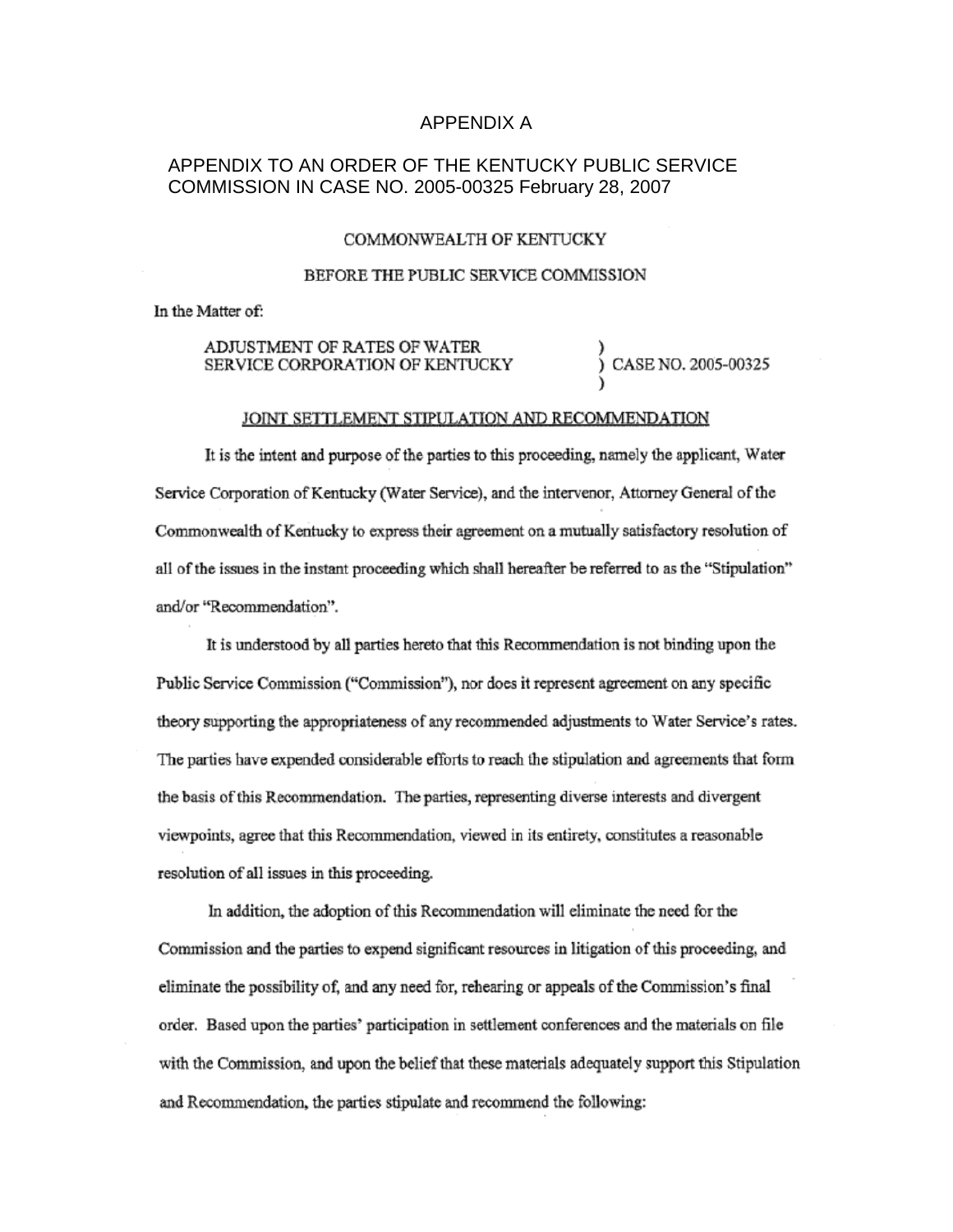# APPENDIX A

APPENDIX TO AN ORDER OF THE KENTUCKY PUBLIC SERVICE COMMISSION IN CASE NO. 2005-00325 February 28, 2007

COMMONWEALTH OF KENTUCKY

BEFORE THE PUBLIC SERVICE COMMISSION

In the Matter of:

ADJUSTMENT OF RATES OF WATER SERVICE CORPORATION OF KENTUCKY ) CASE NO. 2005-00325

JOINT SETTLEMENT STIPULATION AND RECOMMENDATION

It is the intent and purpose of the parties to this proceeding, namely the applicant, Water Service Corporation of Kentucky (Water Service), and the intervenor, Attorney General of the Commonwealth of Kentucky to express their agreement on a mutually satisfactory resolution of all of the issues in the instant proceeding which shall hereafter be referred to as the "Stipulation" and/or "Recommendation".

It is understood by all parties hereto that this Recommendation is not binding upon the Public Service Commission ("Commission"), nor does it represent agreement on any specific theory supporting the appropriateness of any recommended adjustments to Water Service's rates. The parties have expended considerable efforts to reach the stipulation and agreements that form the basis of this Recommendation. The parties, representing diverse interests and divergent viewpoints, agree that this Recommendation, viewed in its entirety, constitutes a reasonable resolution of all issues in this proceeding.

In addition, the adoption of this Recommendation will eliminate the need for the Commission and the parties to expend significant resources in litigation of this proceeding, and eliminate the possibility of, and any need for, rehearing or appeals of the Commission's final order. Based upon the parties' participation in settlement conferences and the materials on file with the Commission, and upon the belief that these materials adequately support this Stipulation and Recommendation, the parties stipulate and recommend the following: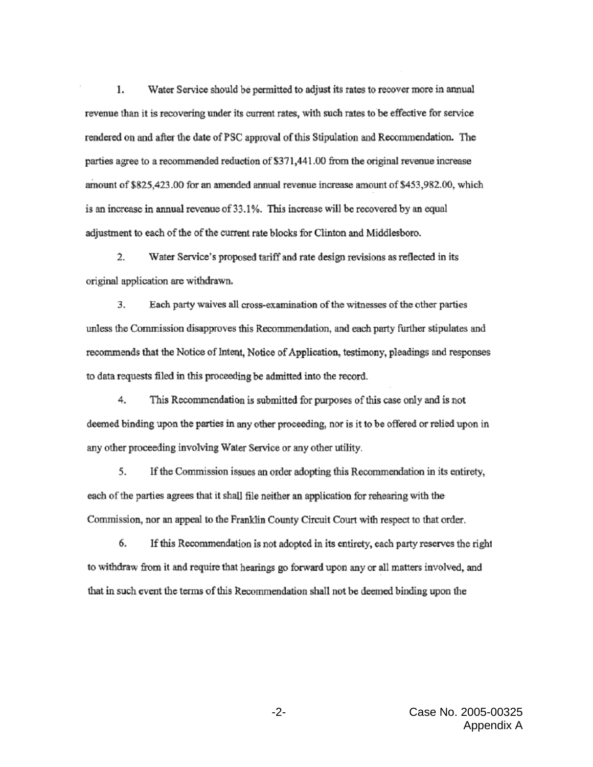1. Water Service should be permitted to adjust its rates to recover more in annual revenue than it is recovering under its current rates, with such rates to be effective for service rendered on and after the date of PSC approval of this Stipulation and Recommendation. The parties agree to a recommended reduction of $371,441.00 from the original revenue increase amount of $825,423.00 for an amended annual revenue increase amount of $453,982.00, which is an increase in annual revenue of 33.1%. This increase will be recovered by an equal adjustment to each of the of the current rate blocks for Clinton and Middlesboro.

2. Water Service's proposed tariff and rate design revisions as reflected in its original application are withdrawn.

3. Each party waives all cross-examination of the witnesses of the other parties unless the Commission disapproves this Recommendation, and each party further stipulates and recommends that the Notice of Intent, Notice of Application, testimony, pleadings and responses to data requests filed in this proceeding be admitted into the record.

4. This Recommendation is submitted for purposes of this case only and is not deemed binding upon the parties in any other proceeding, nor is it to be offered or relied upon in any other proceeding involving Water Service or any other utility.

5. If the Commission issues an order adopting this Recommendation in its entirety, each of the parties agrees that it shall file neither an application for rehearing with the Commission, nor an appeal to the Franklin County Circuit Court with respect to that order.

6. If this Recommendation is not adopted in its entirety, each party reserves the right to withdraw from it and require that hearings go forward upon any or all matters involved, and that in such event the terms of this Recommendation shall not be deemed binding upon the

Case No. 2005-00325
Appendix A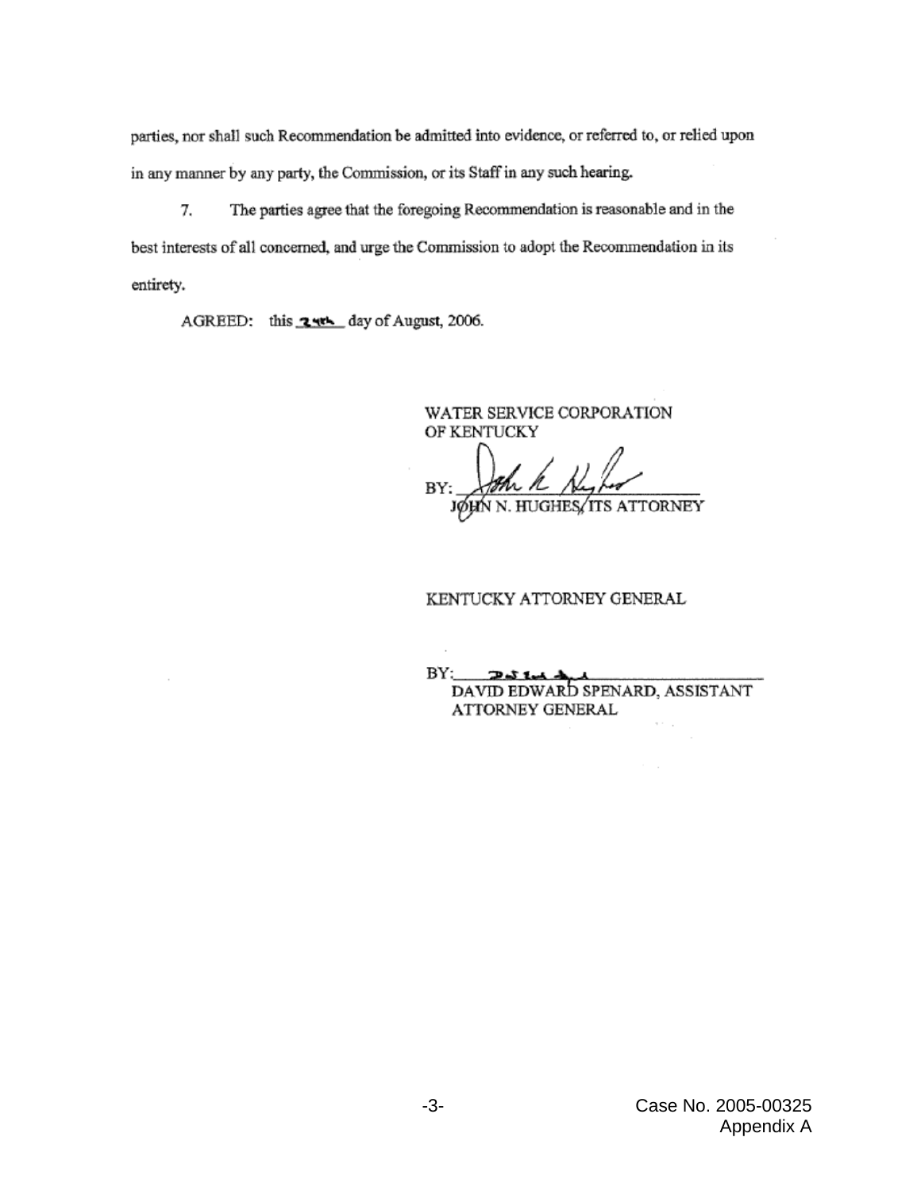parties, nor shall such Recommendation be admitted into evidence, or referred to, or relied upon in any manner by any party, the Commission, or its Staff in any such hearing.

7. The parties agree that the foregoing Recommendation is reasonable and in the best interests of all concerned, and urge the Commission to adopt the Recommendation in its entirety.

AGREED: this 24th day of August, 2006.

WATER SERVICE CORPORATION OF KENTUCKY

BY: ______________________
JOHN N. HUGHES/ITS ATTORNEY

KENTUCKY ATTORNEY GENERAL

BY: ______________________
DAVID EDWARD SPENARD, ASSISTANT ATTORNEY GENERAL

Case No. 2005-00325
Appendix A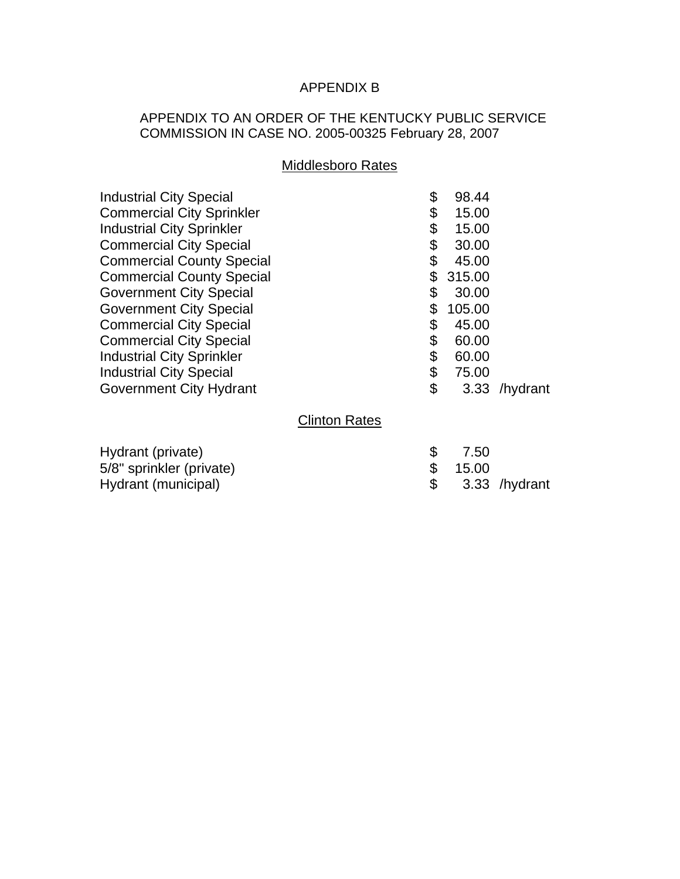# APPENDIX B

APPENDIX TO AN ORDER OF THE KENTUCKY PUBLIC SERVICE COMMISSION IN CASE NO. 2005-00325 February 28, 2007

## Middlesboro Rates

| | |
|---|---|
| Industrial City Special | $ 98.44 |
| Commercial City Sprinkler | $ 15.00 |
| Industrial City Sprinkler | $ 15.00 |
| Commercial City Special | $ 30.00 |
| Commercial County Special | $ 45.00 |
| Commercial County Special | $ 315.00 |
| Government City Special | $ 30.00 |
| Government City Special | $ 105.00 |
| Commercial City Special | $ 45.00 |
| Commercial City Special | $ 60.00 |
| Industrial City Sprinkler | $ 60.00 |
| Industrial City Special | $ 75.00 |
| Government City Hydrant | $ 3.33 /hydrant |

## Clinton Rates

| | |
|---|---|
| Hydrant (private) | $ 7.50 |
| 5/8" sprinkler (private) | $ 15.00 |
| Hydrant (municipal) | $ 3.33 /hydrant |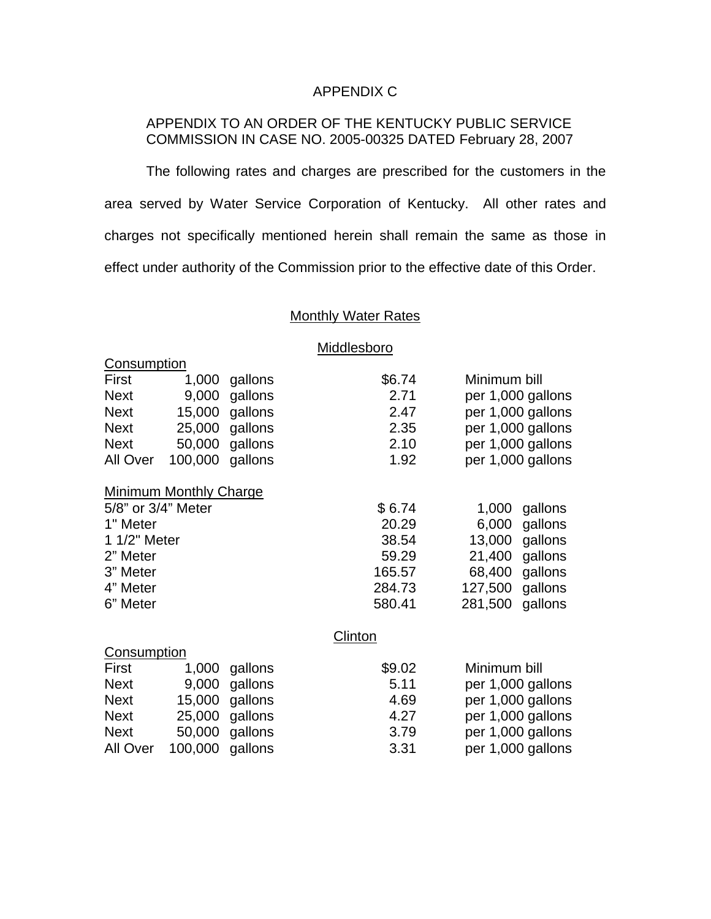# APPENDIX C

APPENDIX TO AN ORDER OF THE KENTUCKY PUBLIC SERVICE COMMISSION IN CASE NO. 2005-00325 DATED February 28, 2007

The following rates and charges are prescribed for the customers in the area served by Water Service Corporation of Kentucky. All other rates and charges not specifically mentioned herein shall remain the same as those in effect under authority of the Commission prior to the effective date of this Order.

## Monthly Water Rates

### Middlesboro

| Consumption | | | | |
|---|---|---|---|---|
| First | 1,000 | gallons | $6.74 | Minimum bill |
| Next | 9,000 | gallons | 2.71 | per 1,000 gallons |
| Next | 15,000 | gallons | 2.47 | per 1,000 gallons |
| Next | 25,000 | gallons | 2.35 | per 1,000 gallons |
| Next | 50,000 | gallons | 2.10 | per 1,000 gallons |
| All Over | 100,000 | gallons | 1.92 | per 1,000 gallons |

| Minimum Monthly Charge | | | |
|---|---|---|---|
| 5/8" or 3/4" Meter | $ 6.74 | 1,000 | gallons |
| 1" Meter | 20.29 | 6,000 | gallons |
| 1 1/2" Meter | 38.54 | 13,000 | gallons |
| 2" Meter | 59.29 | 21,400 | gallons |
| 3" Meter | 165.57 | 68,400 | gallons |
| 4" Meter | 284.73 | 127,500 | gallons |
| 6" Meter | 580.41 | 281,500 | gallons |

### Clinton

| Consumption | | | | |
|---|---|---|---|---|
| First | 1,000 | gallons | $9.02 | Minimum bill |
| Next | 9,000 | gallons | 5.11 | per 1,000 gallons |
| Next | 15,000 | gallons | 4.69 | per 1,000 gallons |
| Next | 25,000 | gallons | 4.27 | per 1,000 gallons |
| Next | 50,000 | gallons | 3.79 | per 1,000 gallons |
| All Over | 100,000 | gallons | 3.31 | per 1,000 gallons |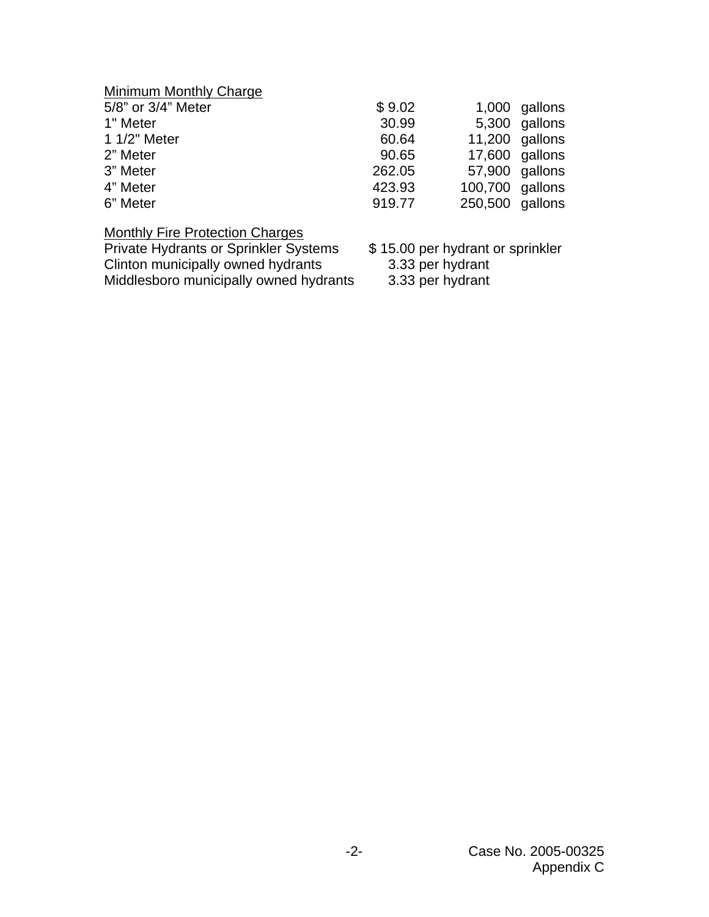Minimum Monthly Charge

| | | | |
|---|---|---|---|
| 5/8” or 3/4” Meter | $ 9.02 | 1,000 | gallons |
| 1" Meter | 30.99 | 5,300 | gallons |
| 1 1/2" Meter | 60.64 | 11,200 | gallons |
| 2” Meter | 90.65 | 17,600 | gallons |
| 3” Meter | 262.05 | 57,900 | gallons |
| 4” Meter | 423.93 | 100,700 | gallons |
| 6” Meter | 919.77 | 250,500 | gallons |

Monthly Fire Protection Charges

| | |
|---|---|
| Private Hydrants or Sprinkler Systems | $ 15.00 per hydrant or sprinkler |
| Clinton municipally owned hydrants | 3.33 per hydrant |
| Middlesboro municipally owned hydrants | 3.33 per hydrant |